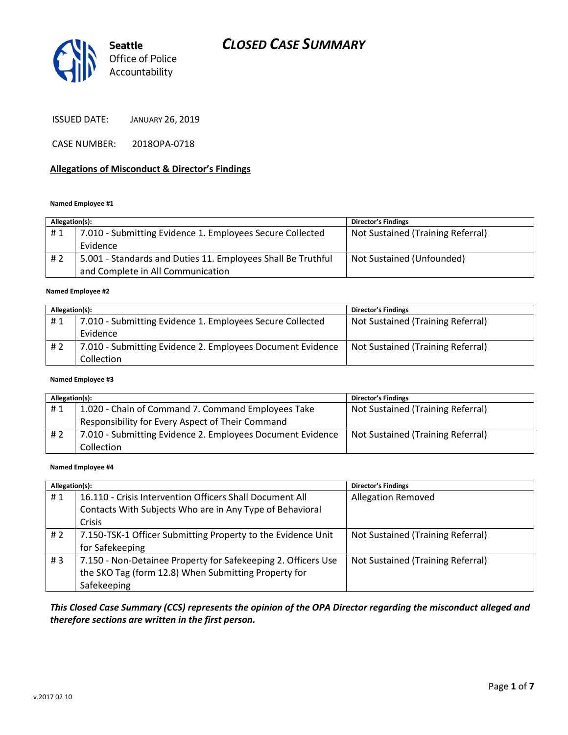Seattle Office of Police Accountability

# CLOSED CASE SUMMARY

ISSUED DATE: JANUARY 26, 2019

CASE NUMBER: 2018OPA-0718

## Allegations of Misconduct & Director's Findings

**Named Employee #1**

| Allegation(s): | | Director's Findings |
|---|---|---|
| # 1 | 7.010 - Submitting Evidence 1. Employees Secure Collected Evidence | Not Sustained (Training Referral) |
| # 2 | 5.001 - Standards and Duties 11. Employees Shall Be Truthful and Complete in All Communication | Not Sustained (Unfounded) |

**Named Employee #2**

| Allegation(s): | | Director's Findings |
|---|---|---|
| # 1 | 7.010 - Submitting Evidence 1. Employees Secure Collected Evidence | Not Sustained (Training Referral) |
| # 2 | 7.010 - Submitting Evidence 2. Employees Document Evidence Collection | Not Sustained (Training Referral) |

**Named Employee #3**

| Allegation(s): | | Director's Findings |
|---|---|---|
| # 1 | 1.020 - Chain of Command 7. Command Employees Take Responsibility for Every Aspect of Their Command | Not Sustained (Training Referral) |
| # 2 | 7.010 - Submitting Evidence 2. Employees Document Evidence Collection | Not Sustained (Training Referral) |

**Named Employee #4**

| Allegation(s): | | Director's Findings |
|---|---|---|
| # 1 | 16.110 - Crisis Intervention Officers Shall Document All Contacts With Subjects Who are in Any Type of Behavioral Crisis | Allegation Removed |
| # 2 | 7.150-TSK-1 Officer Submitting Property to the Evidence Unit for Safekeeping | Not Sustained (Training Referral) |
| # 3 | 7.150 - Non-Detainee Property for Safekeeping 2. Officers Use the SKO Tag (form 12.8) When Submitting Property for Safekeeping | Not Sustained (Training Referral) |

***This Closed Case Summary (CCS) represents the opinion of the OPA Director regarding the misconduct alleged and therefore sections are written in the first person.***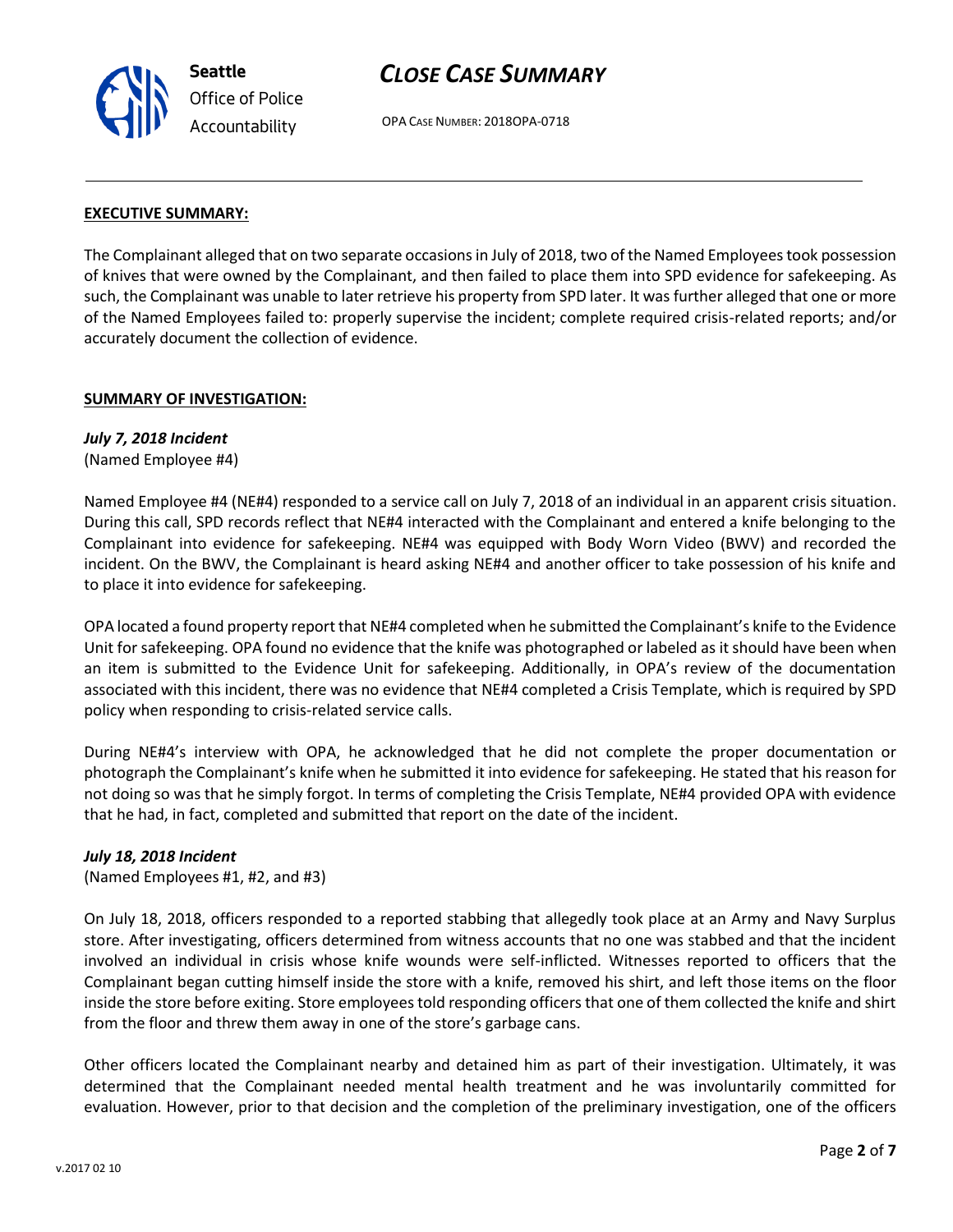**EXECUTIVE SUMMARY:**

The Complainant alleged that on two separate occasions in July of 2018, two of the Named Employees took possession of knives that were owned by the Complainant, and then failed to place them into SPD evidence for safekeeping. As such, the Complainant was unable to later retrieve his property from SPD later. It was further alleged that one or more of the Named Employees failed to: properly supervise the incident; complete required crisis-related reports; and/or accurately document the collection of evidence.

**SUMMARY OF INVESTIGATION:**

***July 7, 2018 Incident***
(Named Employee #4)

Named Employee #4 (NE#4) responded to a service call on July 7, 2018 of an individual in an apparent crisis situation. During this call, SPD records reflect that NE#4 interacted with the Complainant and entered a knife belonging to the Complainant into evidence for safekeeping. NE#4 was equipped with Body Worn Video (BWV) and recorded the incident. On the BWV, the Complainant is heard asking NE#4 and another officer to take possession of his knife and to place it into evidence for safekeeping.

OPA located a found property report that NE#4 completed when he submitted the Complainant's knife to the Evidence Unit for safekeeping. OPA found no evidence that the knife was photographed or labeled as it should have been when an item is submitted to the Evidence Unit for safekeeping. Additionally, in OPA's review of the documentation associated with this incident, there was no evidence that NE#4 completed a Crisis Template, which is required by SPD policy when responding to crisis-related service calls.

During NE#4's interview with OPA, he acknowledged that he did not complete the proper documentation or photograph the Complainant's knife when he submitted it into evidence for safekeeping. He stated that his reason for not doing so was that he simply forgot. In terms of completing the Crisis Template, NE#4 provided OPA with evidence that he had, in fact, completed and submitted that report on the date of the incident.

***July 18, 2018 Incident***
(Named Employees #1, #2, and #3)

On July 18, 2018, officers responded to a reported stabbing that allegedly took place at an Army and Navy Surplus store. After investigating, officers determined from witness accounts that no one was stabbed and that the incident involved an individual in crisis whose knife wounds were self-inflicted. Witnesses reported to officers that the Complainant began cutting himself inside the store with a knife, removed his shirt, and left those items on the floor inside the store before exiting. Store employees told responding officers that one of them collected the knife and shirt from the floor and threw them away in one of the store's garbage cans.

Other officers located the Complainant nearby and detained him as part of their investigation. Ultimately, it was determined that the Complainant needed mental health treatment and he was involuntarily committed for evaluation. However, prior to that decision and the completion of the preliminary investigation, one of the officers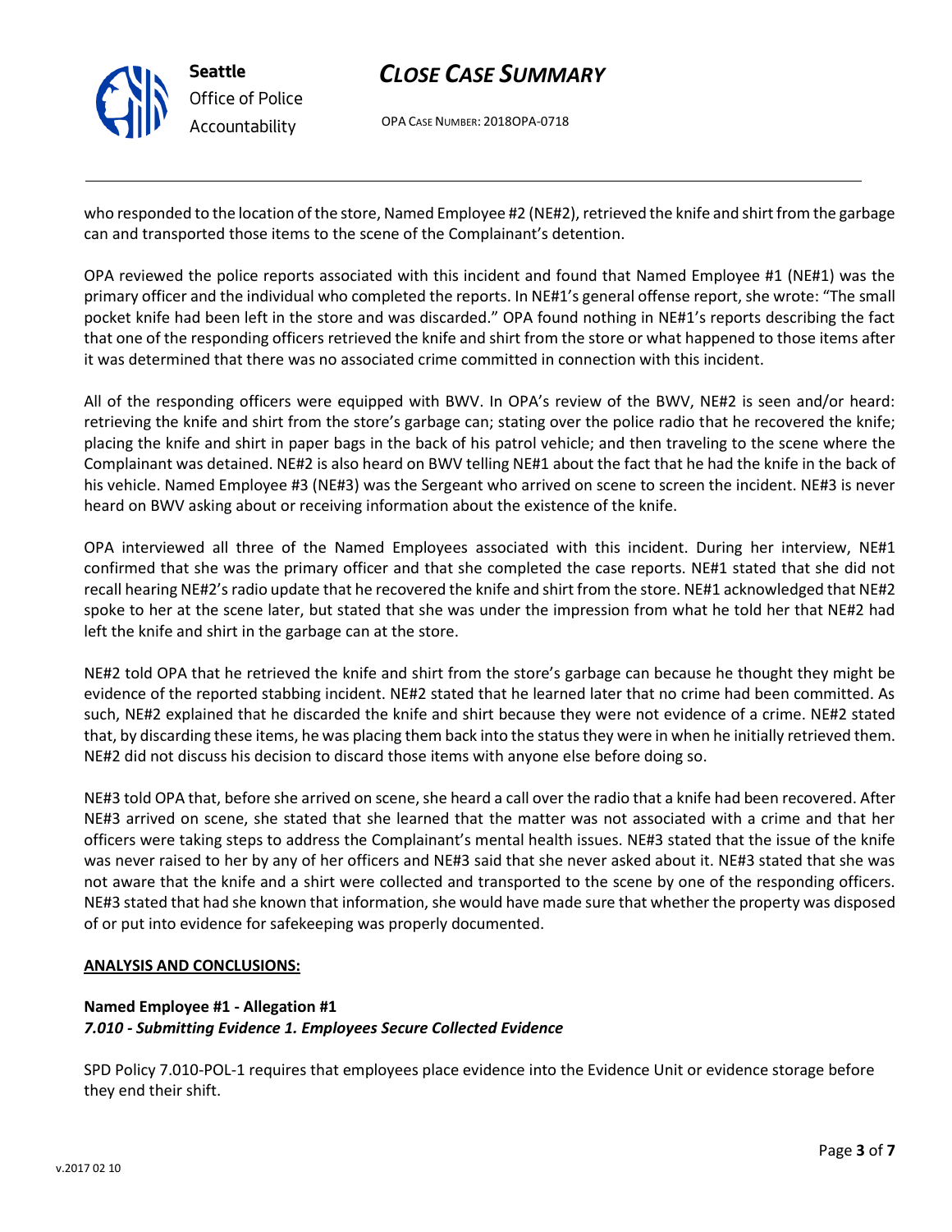who responded to the location of the store, Named Employee #2 (NE#2), retrieved the knife and shirt from the garbage can and transported those items to the scene of the Complainant's detention.

OPA reviewed the police reports associated with this incident and found that Named Employee #1 (NE#1) was the primary officer and the individual who completed the reports. In NE#1's general offense report, she wrote: "The small pocket knife had been left in the store and was discarded." OPA found nothing in NE#1's reports describing the fact that one of the responding officers retrieved the knife and shirt from the store or what happened to those items after it was determined that there was no associated crime committed in connection with this incident.

All of the responding officers were equipped with BWV. In OPA's review of the BWV, NE#2 is seen and/or heard: retrieving the knife and shirt from the store's garbage can; stating over the police radio that he recovered the knife; placing the knife and shirt in paper bags in the back of his patrol vehicle; and then traveling to the scene where the Complainant was detained. NE#2 is also heard on BWV telling NE#1 about the fact that he had the knife in the back of his vehicle. Named Employee #3 (NE#3) was the Sergeant who arrived on scene to screen the incident. NE#3 is never heard on BWV asking about or receiving information about the existence of the knife.

OPA interviewed all three of the Named Employees associated with this incident. During her interview, NE#1 confirmed that she was the primary officer and that she completed the case reports. NE#1 stated that she did not recall hearing NE#2's radio update that he recovered the knife and shirt from the store. NE#1 acknowledged that NE#2 spoke to her at the scene later, but stated that she was under the impression from what he told her that NE#2 had left the knife and shirt in the garbage can at the store.

NE#2 told OPA that he retrieved the knife and shirt from the store's garbage can because he thought they might be evidence of the reported stabbing incident. NE#2 stated that he learned later that no crime had been committed. As such, NE#2 explained that he discarded the knife and shirt because they were not evidence of a crime. NE#2 stated that, by discarding these items, he was placing them back into the status they were in when he initially retrieved them. NE#2 did not discuss his decision to discard those items with anyone else before doing so.

NE#3 told OPA that, before she arrived on scene, she heard a call over the radio that a knife had been recovered. After NE#3 arrived on scene, she stated that she learned that the matter was not associated with a crime and that her officers were taking steps to address the Complainant's mental health issues. NE#3 stated that the issue of the knife was never raised to her by any of her officers and NE#3 said that she never asked about it. NE#3 stated that she was not aware that the knife and a shirt were collected and transported to the scene by one of the responding officers. NE#3 stated that had she known that information, she would have made sure that whether the property was disposed of or put into evidence for safekeeping was properly documented.

**ANALYSIS AND CONCLUSIONS:**

**Named Employee #1 - Allegation #1**
***7.010 - Submitting Evidence 1. Employees Secure Collected Evidence***

SPD Policy 7.010-POL-1 requires that employees place evidence into the Evidence Unit or evidence storage before they end their shift.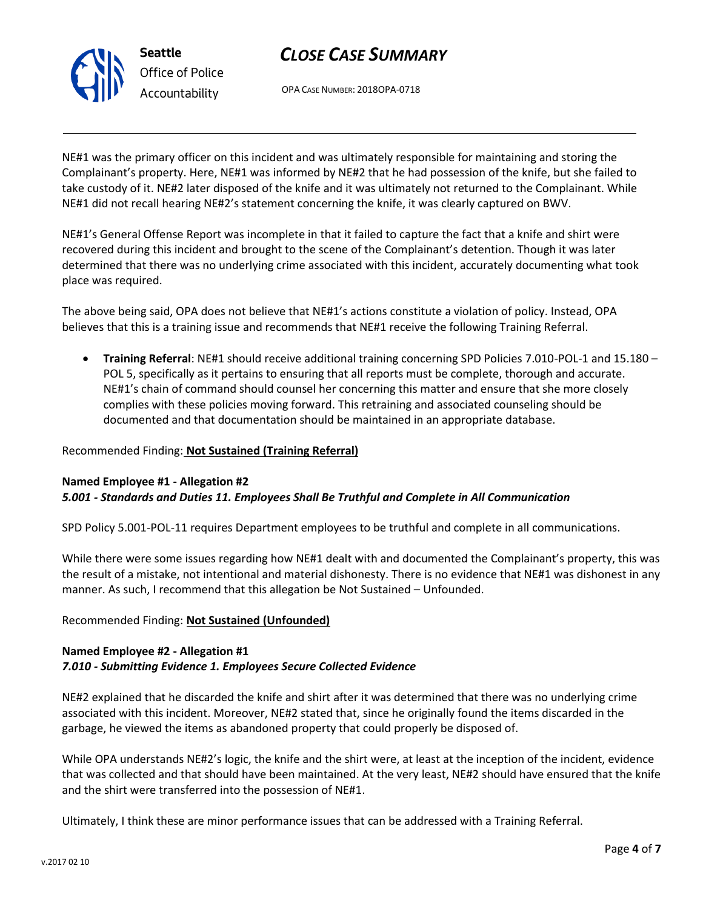NE#1 was the primary officer on this incident and was ultimately responsible for maintaining and storing the Complainant's property. Here, NE#1 was informed by NE#2 that he had possession of the knife, but she failed to take custody of it. NE#2 later disposed of the knife and it was ultimately not returned to the Complainant. While NE#1 did not recall hearing NE#2's statement concerning the knife, it was clearly captured on BWV.

NE#1's General Offense Report was incomplete in that it failed to capture the fact that a knife and shirt were recovered during this incident and brought to the scene of the Complainant's detention. Though it was later determined that there was no underlying crime associated with this incident, accurately documenting what took place was required.

The above being said, OPA does not believe that NE#1's actions constitute a violation of policy. Instead, OPA believes that this is a training issue and recommends that NE#1 receive the following Training Referral.

- **Training Referral**: NE#1 should receive additional training concerning SPD Policies 7.010-POL-1 and 15.180 – POL 5, specifically as it pertains to ensuring that all reports must be complete, thorough and accurate. NE#1's chain of command should counsel her concerning this matter and ensure that she more closely complies with these policies moving forward. This retraining and associated counseling should be documented and that documentation should be maintained in an appropriate database.

Recommended Finding: **Not Sustained (Training Referral)**

**Named Employee #1 - Allegation #2**
***5.001 - Standards and Duties 11. Employees Shall Be Truthful and Complete in All Communication***

SPD Policy 5.001-POL-11 requires Department employees to be truthful and complete in all communications.

While there were some issues regarding how NE#1 dealt with and documented the Complainant's property, this was the result of a mistake, not intentional and material dishonesty. There is no evidence that NE#1 was dishonest in any manner. As such, I recommend that this allegation be Not Sustained – Unfounded.

Recommended Finding: **Not Sustained (Unfounded)**

**Named Employee #2 - Allegation #1**
***7.010 - Submitting Evidence 1. Employees Secure Collected Evidence***

NE#2 explained that he discarded the knife and shirt after it was determined that there was no underlying crime associated with this incident. Moreover, NE#2 stated that, since he originally found the items discarded in the garbage, he viewed the items as abandoned property that could properly be disposed of.

While OPA understands NE#2's logic, the knife and the shirt were, at least at the inception of the incident, evidence that was collected and that should have been maintained. At the very least, NE#2 should have ensured that the knife and the shirt were transferred into the possession of NE#1.

Ultimately, I think these are minor performance issues that can be addressed with a Training Referral.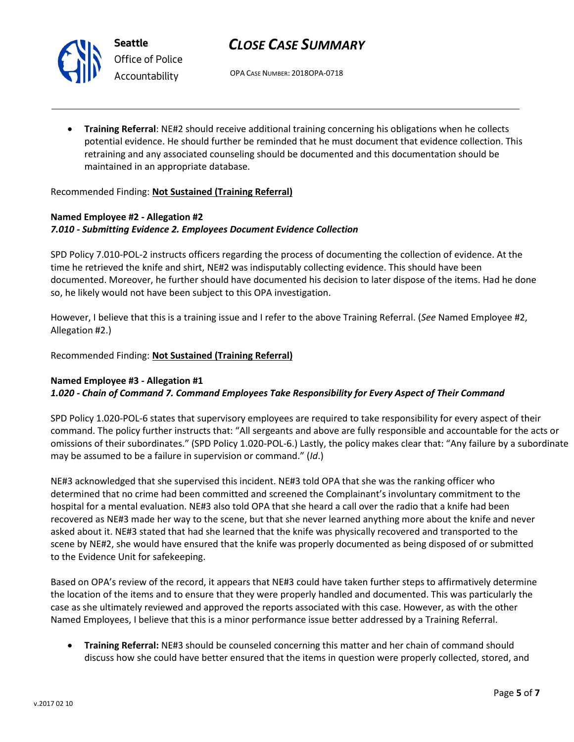- **Training Referral**: NE#2 should receive additional training concerning his obligations when he collects potential evidence. He should further be reminded that he must document that evidence collection. This retraining and any associated counseling should be documented and this documentation should be maintained in an appropriate database.

Recommended Finding: **Not Sustained (Training Referral)**

**Named Employee #2 - Allegation #2**
***7.010 - Submitting Evidence 2. Employees Document Evidence Collection***

SPD Policy 7.010-POL-2 instructs officers regarding the process of documenting the collection of evidence. At the time he retrieved the knife and shirt, NE#2 was indisputably collecting evidence. This should have been documented. Moreover, he further should have documented his decision to later dispose of the items. Had he done so, he likely would not have been subject to this OPA investigation.

However, I believe that this is a training issue and I refer to the above Training Referral. (*See* Named Employee #2, Allegation #2.)

Recommended Finding: **Not Sustained (Training Referral)**

**Named Employee #3 - Allegation #1**
***1.020 - Chain of Command 7. Command Employees Take Responsibility for Every Aspect of Their Command***

SPD Policy 1.020-POL-6 states that supervisory employees are required to take responsibility for every aspect of their command. The policy further instructs that: "All sergeants and above are fully responsible and accountable for the acts or omissions of their subordinates." (SPD Policy 1.020-POL-6.) Lastly, the policy makes clear that: "Any failure by a subordinate may be assumed to be a failure in supervision or command." (*Id*.)

NE#3 acknowledged that she supervised this incident. NE#3 told OPA that she was the ranking officer who determined that no crime had been committed and screened the Complainant's involuntary commitment to the hospital for a mental evaluation. NE#3 also told OPA that she heard a call over the radio that a knife had been recovered as NE#3 made her way to the scene, but that she never learned anything more about the knife and never asked about it. NE#3 stated that had she learned that the knife was physically recovered and transported to the scene by NE#2, she would have ensured that the knife was properly documented as being disposed of or submitted to the Evidence Unit for safekeeping.

Based on OPA's review of the record, it appears that NE#3 could have taken further steps to affirmatively determine the location of the items and to ensure that they were properly handled and documented. This was particularly the case as she ultimately reviewed and approved the reports associated with this case. However, as with the other Named Employees, I believe that this is a minor performance issue better addressed by a Training Referral.

- **Training Referral:** NE#3 should be counseled concerning this matter and her chain of command should discuss how she could have better ensured that the items in question were properly collected, stored, and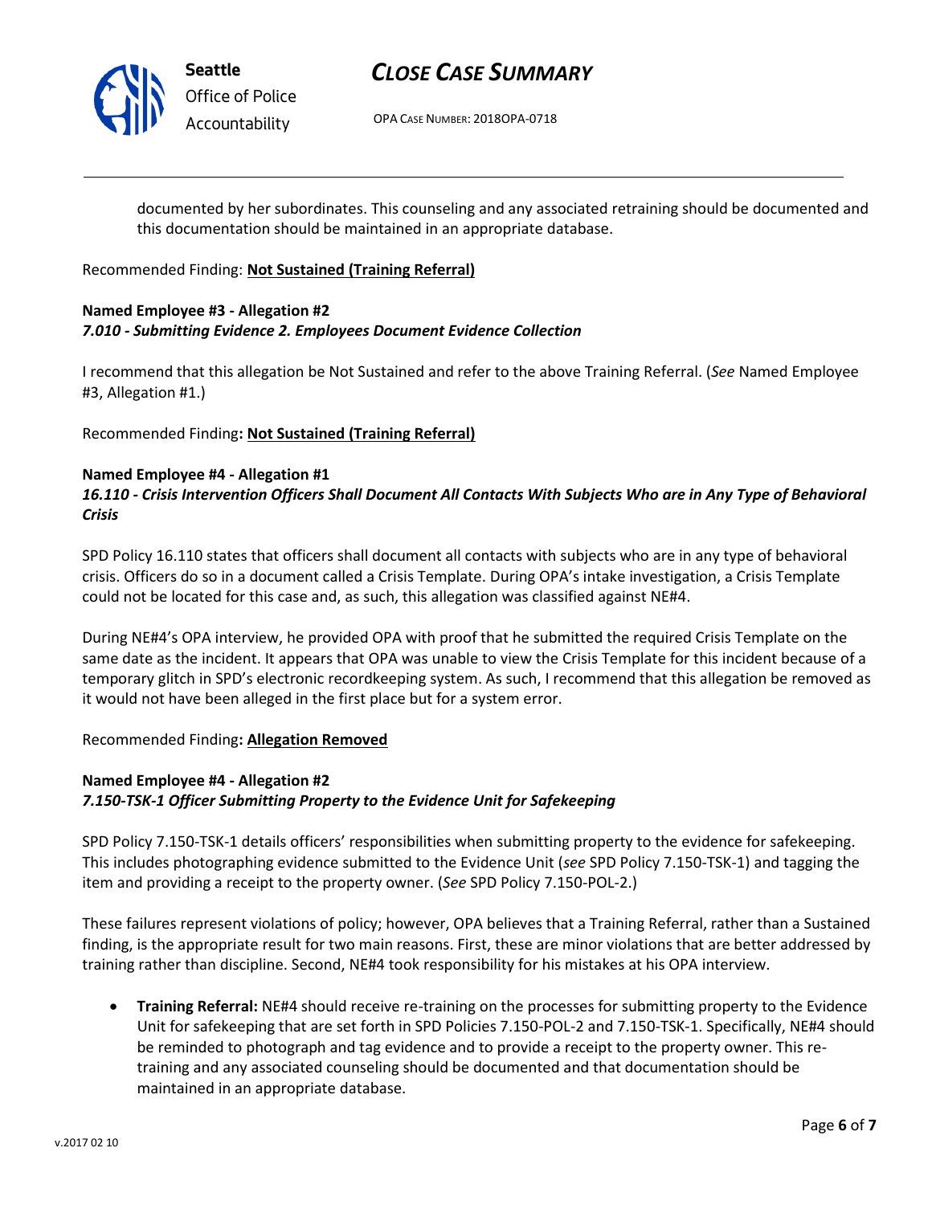documented by her subordinates. This counseling and any associated retraining should be documented and this documentation should be maintained in an appropriate database.

Recommended Finding: **Not Sustained (Training Referral)**

**Named Employee #3 - Allegation #2**
***7.010 - Submitting Evidence 2. Employees Document Evidence Collection***

I recommend that this allegation be Not Sustained and refer to the above Training Referral. (*See* Named Employee #3, Allegation #1.)

Recommended Finding**: Not Sustained (Training Referral)**

**Named Employee #4 - Allegation #1**
***16.110 - Crisis Intervention Officers Shall Document All Contacts With Subjects Who are in Any Type of Behavioral Crisis***

SPD Policy 16.110 states that officers shall document all contacts with subjects who are in any type of behavioral crisis. Officers do so in a document called a Crisis Template. During OPA's intake investigation, a Crisis Template could not be located for this case and, as such, this allegation was classified against NE#4.

During NE#4's OPA interview, he provided OPA with proof that he submitted the required Crisis Template on the same date as the incident. It appears that OPA was unable to view the Crisis Template for this incident because of a temporary glitch in SPD's electronic recordkeeping system. As such, I recommend that this allegation be removed as it would not have been alleged in the first place but for a system error.

Recommended Finding**: Allegation Removed**

**Named Employee #4 - Allegation #2**
***7.150-TSK-1 Officer Submitting Property to the Evidence Unit for Safekeeping***

SPD Policy 7.150-TSK-1 details officers' responsibilities when submitting property to the evidence for safekeeping. This includes photographing evidence submitted to the Evidence Unit (*see* SPD Policy 7.150-TSK-1) and tagging the item and providing a receipt to the property owner. (*See* SPD Policy 7.150-POL-2.)

These failures represent violations of policy; however, OPA believes that a Training Referral, rather than a Sustained finding, is the appropriate result for two main reasons. First, these are minor violations that are better addressed by training rather than discipline. Second, NE#4 took responsibility for his mistakes at his OPA interview.

- **Training Referral:** NE#4 should receive re-training on the processes for submitting property to the Evidence Unit for safekeeping that are set forth in SPD Policies 7.150-POL-2 and 7.150-TSK-1. Specifically, NE#4 should be reminded to photograph and tag evidence and to provide a receipt to the property owner. This re-training and any associated counseling should be documented and that documentation should be maintained in an appropriate database.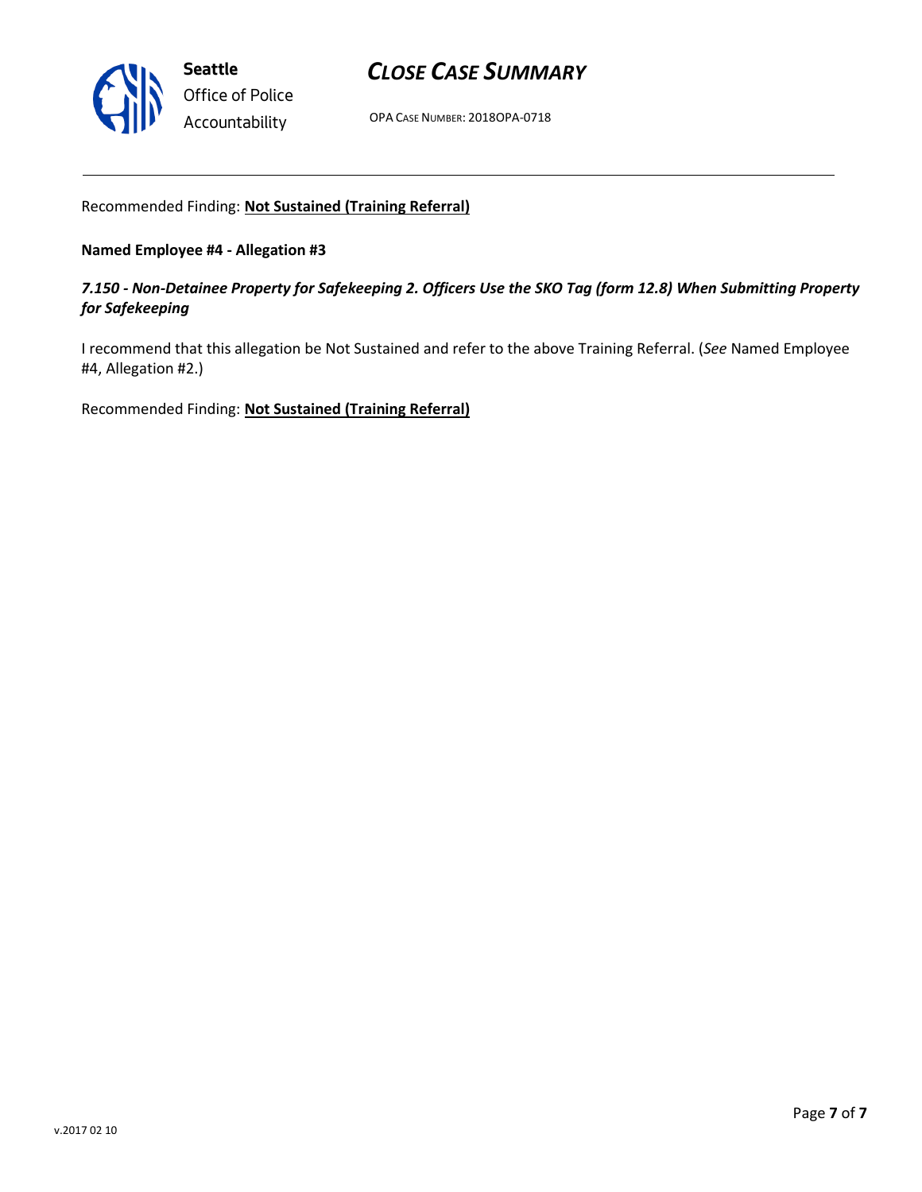Recommended Finding: **Not Sustained (Training Referral)**

**Named Employee #4 - Allegation #3**

***7.150 - Non-Detainee Property for Safekeeping 2. Officers Use the SKO Tag (form 12.8) When Submitting Property for Safekeeping***

I recommend that this allegation be Not Sustained and refer to the above Training Referral. (*See* Named Employee #4, Allegation #2.)

Recommended Finding: **Not Sustained (Training Referral)**